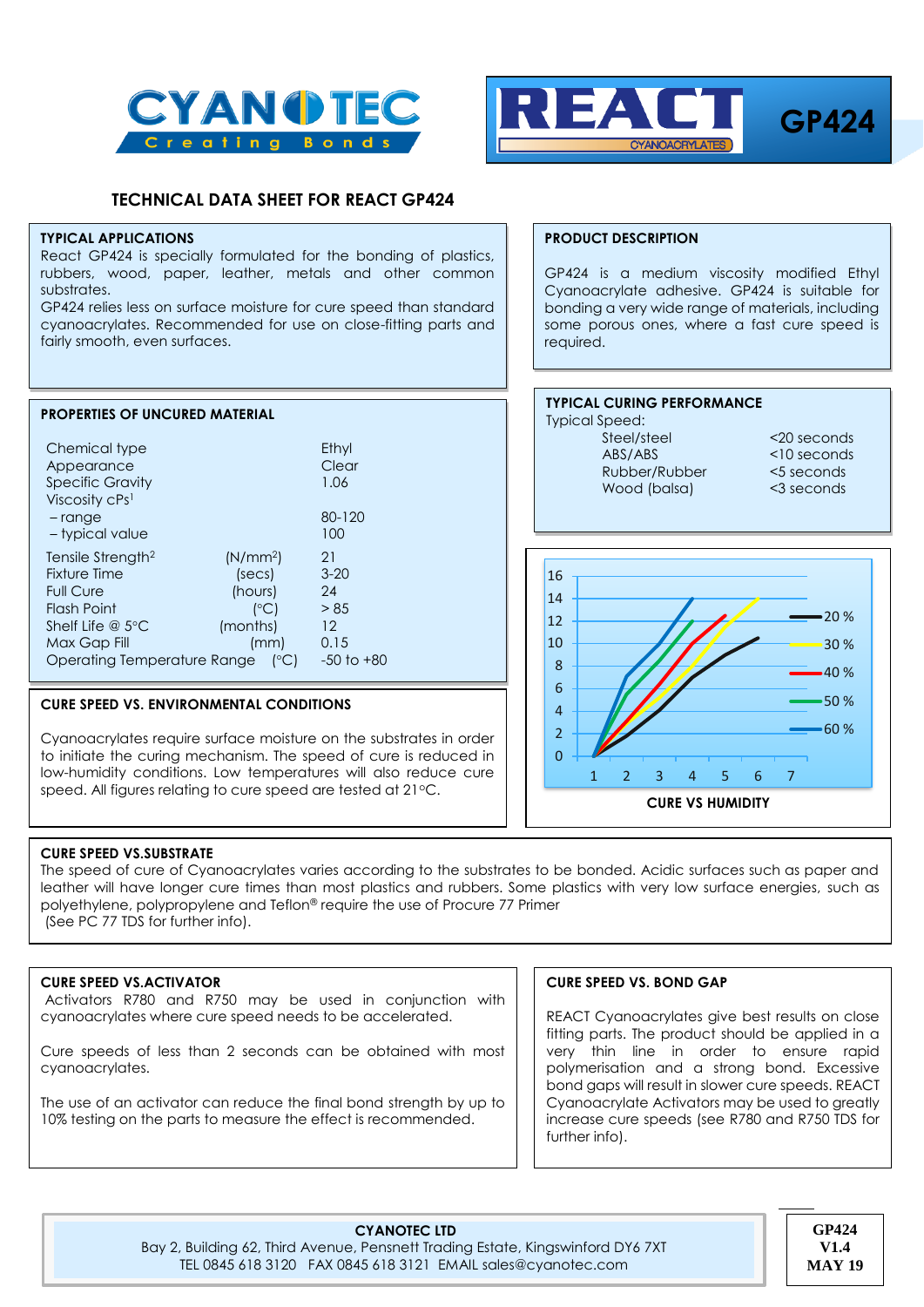CYANOTEC Creating Bonds

REACT CYANOACRYLATES GP424

# TECHNICAL DATA SHEET FOR REACT GP424

## TYPICAL APPLICATIONS

React GP424 is specially formulated for the bonding of plastics, rubbers, wood, paper, leather, metals and other common substrates.

GP424 relies less on surface moisture for cure speed than standard cyanoacrylates. Recommended for use on close-fitting parts and fairly smooth, even surfaces.

## PRODUCT DESCRIPTION

GP424 is a medium viscosity modified Ethyl Cyanoacrylate adhesive. GP424 is suitable for bonding a very wide range of materials, including some porous ones, where a fast cure speed is required.

## PROPERTIES OF UNCURED MATERIAL

| Property | Unit | Value |
|---|---|---|
| Chemical type | | Ethyl |
| Appearance | | Clear |
| Specific Gravity | | 1.06 |
| Viscosity cPs[1] | | |
| – range | | 80-120 |
| – typical value | | 100 |
| Tensile Strength[2] | ($N/mm^2$) | 21 |
| Fixture Time | (secs) | 3-20 |
| Full Cure | (hours) | 24 |
| Flash Point | (°C) | > 85 |
| Shelf Life @ 5°C | (months) | 12 |
| Max Gap Fill | (mm) | 0.15 |
| Operating Temperature Range | (°C) | -50 to +80 |

## TYPICAL CURING PERFORMANCE

Typical Speed:

| Substrate | Speed |
|---|---|
| Steel/steel | <20 seconds |
| ABS/ABS | <10 seconds |
| Rubber/Rubber | <5 seconds |
| Wood (balsa) | <3 seconds |

CURE VS HUMIDITY (chart: y-axis 0–16, x-axis 1–7; series 20 %, 30 %, 40 %, 50 %, 60 %)

## CURE SPEED VS. ENVIRONMENTAL CONDITIONS

Cyanoacrylates require surface moisture on the substrates in order to initiate the curing mechanism. The speed of cure is reduced in low-humidity conditions. Low temperatures will also reduce cure speed. All figures relating to cure speed are tested at 21°C.

## CURE SPEED VS.SUBSTRATE

The speed of cure of Cyanoacrylates varies according to the substrates to be bonded. Acidic surfaces such as paper and leather will have longer cure times than most plastics and rubbers. Some plastics with very low surface energies, such as polyethylene, polypropylene and Teflon® require the use of Procure 77 Primer

(See PC 77 TDS for further info).

## CURE SPEED VS.ACTIVATOR

Activators R780 and R750 may be used in conjunction with cyanoacrylates where cure speed needs to be accelerated.

Cure speeds of less than 2 seconds can be obtained with most cyanoacrylates.

The use of an activator can reduce the final bond strength by up to 10% testing on the parts to measure the effect is recommended.

## CURE SPEED VS. BOND GAP

REACT Cyanoacrylates give best results on close fitting parts. The product should be applied in a very thin line in order to ensure rapid polymerisation and a strong bond. Excessive bond gaps will result in slower cure speeds. REACT Cyanoacrylate Activators may be used to greatly increase cure speeds (see R780 and R750 TDS for further info).

**CYANOTEC LTD**
Bay 2, Building 62, Third Avenue, Pensnett Trading Estate, Kingswinford DY6 7XT
TEL 0845 618 3120 FAX 0845 618 3121 EMAIL sales@cyanotec.com

**GP424**
**V1.4**
**MAY 19**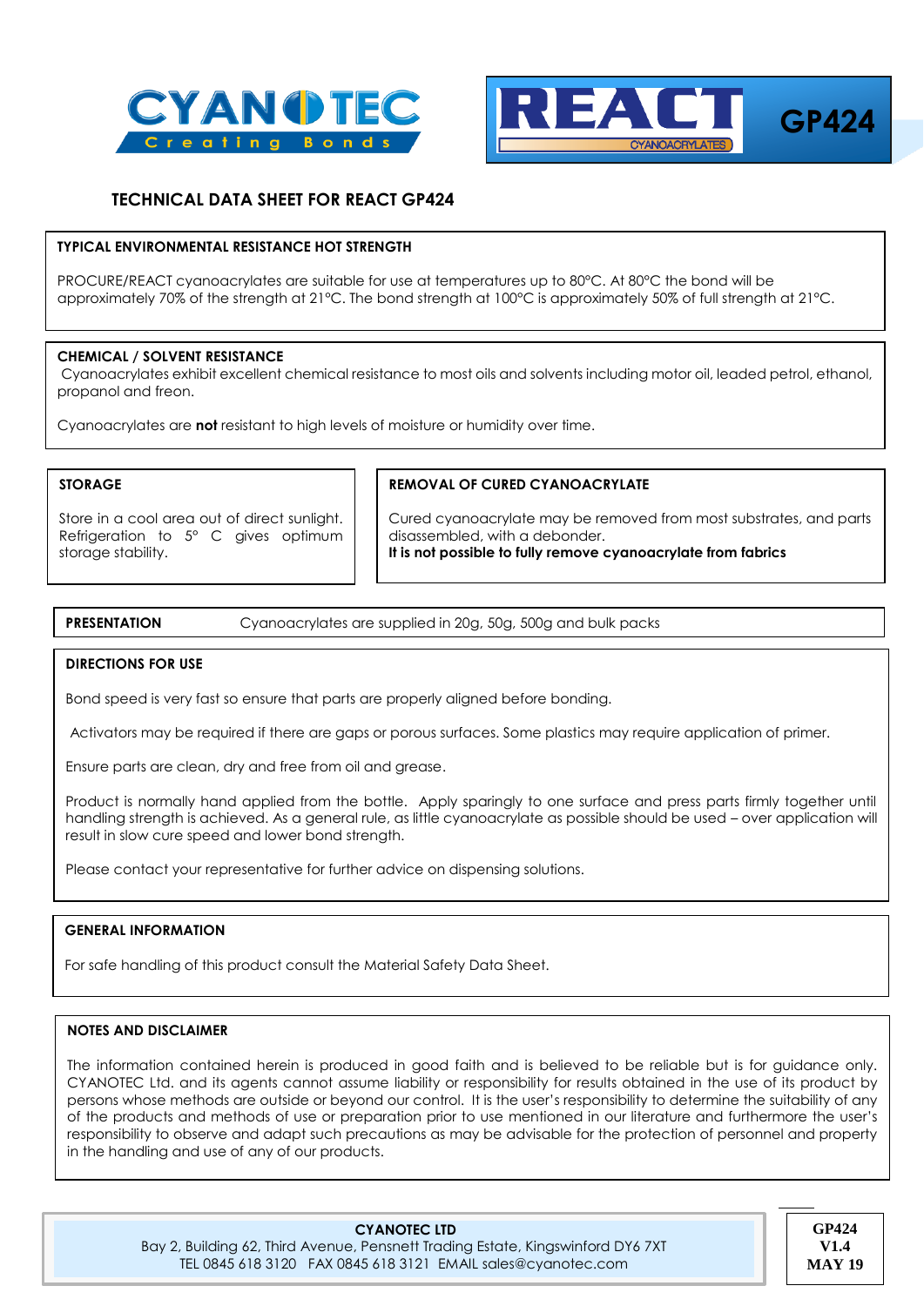# TECHNICAL DATA SHEET FOR REACT GP424

## TYPICAL ENVIRONMENTAL RESISTANCE HOT STRENGTH

PROCURE/REACT cyanoacrylates are suitable for use at temperatures up to 80°C. At 80°C the bond will be approximately 70% of the strength at 21°C. The bond strength at 100°C is approximately 50% of full strength at 21°C.

## CHEMICAL / SOLVENT RESISTANCE

Cyanoacrylates exhibit excellent chemical resistance to most oils and solvents including motor oil, leaded petrol, ethanol, propanol and freon.

Cyanoacrylates are **not** resistant to high levels of moisture or humidity over time.

## STORAGE

Store in a cool area out of direct sunlight. Refrigeration to 5° C gives optimum storage stability.

## REMOVAL OF CURED CYANOACRYLATE

Cured cyanoacrylate may be removed from most substrates, and parts disassembled, with a debonder.
**It is not possible to fully remove cyanoacrylate from fabrics**

## PRESENTATION

Cyanoacrylates are supplied in 20g, 50g, 500g and bulk packs

## DIRECTIONS FOR USE

Bond speed is very fast so ensure that parts are properly aligned before bonding.

Activators may be required if there are gaps or porous surfaces. Some plastics may require application of primer.

Ensure parts are clean, dry and free from oil and grease.

Product is normally hand applied from the bottle. Apply sparingly to one surface and press parts firmly together until handling strength is achieved. As a general rule, as little cyanoacrylate as possible should be used – over application will result in slow cure speed and lower bond strength.

Please contact your representative for further advice on dispensing solutions.

## GENERAL INFORMATION

For safe handling of this product consult the Material Safety Data Sheet.

## NOTES AND DISCLAIMER

The information contained herein is produced in good faith and is believed to be reliable but is for guidance only. CYANOTEC Ltd. and its agents cannot assume liability or responsibility for results obtained in the use of its product by persons whose methods are outside or beyond our control. It is the user's responsibility to determine the suitability of any of the products and methods of use or preparation prior to use mentioned in our literature and furthermore the user's responsibility to observe and adapt such precautions as may be advisable for the protection of personnel and property in the handling and use of any of our products.

**CYANOTEC LTD**
Bay 2, Building 62, Third Avenue, Pensnett Trading Estate, Kingswinford DY6 7XT
TEL 0845 618 3120 FAX 0845 618 3121 EMAIL sales@cyanotec.com

**GP424**
**V1.4**
**MAY 19**